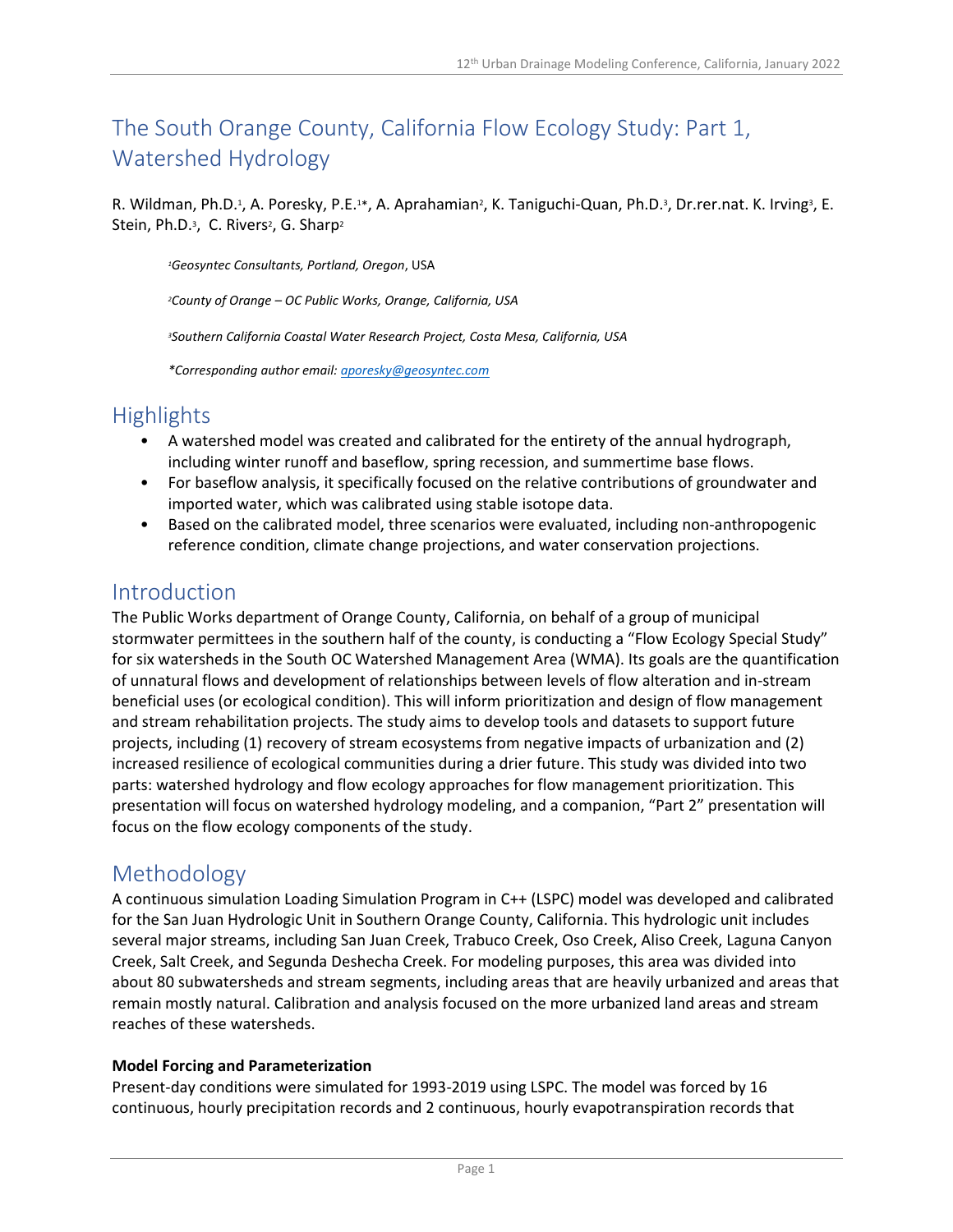# The South Orange County, California Flow Ecology Study: Part 1, Watershed Hydrology

R. Wildman, Ph.D.[1], A. Poresky, P.E.[1*], A. Aprahamian[2], K. Taniguchi-Quan, Ph.D.[3], Dr.rer.nat. K. Irving[3], E. Stein, Ph.D.[3], C. Rivers[2], G. Sharp[2]

[1]*Geosyntec Consultants, Portland, Oregon*, USA

[2]*County of Orange – OC Public Works, Orange, California, USA*

[3]*Southern California Coastal Water Research Project, Costa Mesa, California, USA*

*\*Corresponding author email: aporesky@geosyntec.com*

## Highlights

- A watershed model was created and calibrated for the entirety of the annual hydrograph, including winter runoff and baseflow, spring recession, and summertime base flows.
- For baseflow analysis, it specifically focused on the relative contributions of groundwater and imported water, which was calibrated using stable isotope data.
- Based on the calibrated model, three scenarios were evaluated, including non-anthropogenic reference condition, climate change projections, and water conservation projections.

## Introduction

The Public Works department of Orange County, California, on behalf of a group of municipal stormwater permittees in the southern half of the county, is conducting a "Flow Ecology Special Study" for six watersheds in the South OC Watershed Management Area (WMA). Its goals are the quantification of unnatural flows and development of relationships between levels of flow alteration and in-stream beneficial uses (or ecological condition). This will inform prioritization and design of flow management and stream rehabilitation projects. The study aims to develop tools and datasets to support future projects, including (1) recovery of stream ecosystems from negative impacts of urbanization and (2) increased resilience of ecological communities during a drier future. This study was divided into two parts: watershed hydrology and flow ecology approaches for flow management prioritization. This presentation will focus on watershed hydrology modeling, and a companion, "Part 2" presentation will focus on the flow ecology components of the study.

## Methodology

A continuous simulation Loading Simulation Program in C++ (LSPC) model was developed and calibrated for the San Juan Hydrologic Unit in Southern Orange County, California. This hydrologic unit includes several major streams, including San Juan Creek, Trabuco Creek, Oso Creek, Aliso Creek, Laguna Canyon Creek, Salt Creek, and Segunda Deshecha Creek. For modeling purposes, this area was divided into about 80 subwatersheds and stream segments, including areas that are heavily urbanized and areas that remain mostly natural. Calibration and analysis focused on the more urbanized land areas and stream reaches of these watersheds.

### Model Forcing and Parameterization

Present-day conditions were simulated for 1993-2019 using LSPC. The model was forced by 16 continuous, hourly precipitation records and 2 continuous, hourly evapotranspiration records that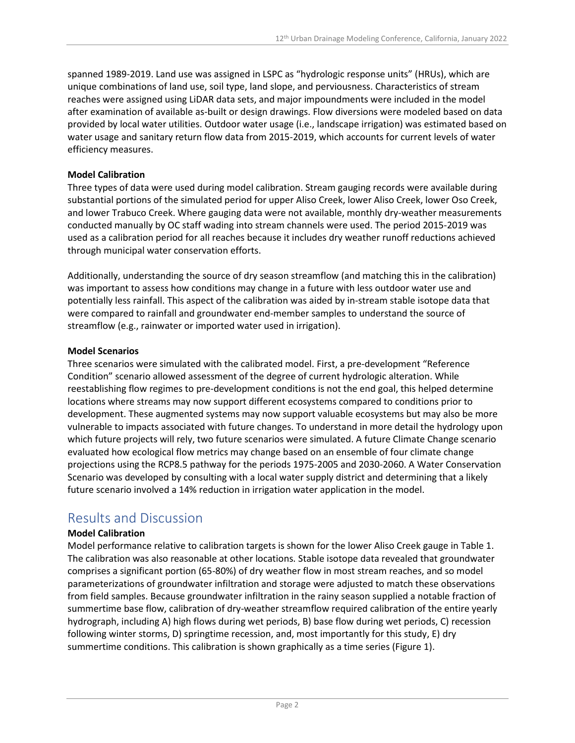spanned 1989-2019. Land use was assigned in LSPC as "hydrologic response units" (HRUs), which are unique combinations of land use, soil type, land slope, and perviousness. Characteristics of stream reaches were assigned using LiDAR data sets, and major impoundments were included in the model after examination of available as-built or design drawings. Flow diversions were modeled based on data provided by local water utilities. Outdoor water usage (i.e., landscape irrigation) was estimated based on water usage and sanitary return flow data from 2015-2019, which accounts for current levels of water efficiency measures.

**Model Calibration**

Three types of data were used during model calibration. Stream gauging records were available during substantial portions of the simulated period for upper Aliso Creek, lower Aliso Creek, lower Oso Creek, and lower Trabuco Creek. Where gauging data were not available, monthly dry-weather measurements conducted manually by OC staff wading into stream channels were used. The period 2015-2019 was used as a calibration period for all reaches because it includes dry weather runoff reductions achieved through municipal water conservation efforts.

Additionally, understanding the source of dry season streamflow (and matching this in the calibration) was important to assess how conditions may change in a future with less outdoor water use and potentially less rainfall. This aspect of the calibration was aided by in-stream stable isotope data that were compared to rainfall and groundwater end-member samples to understand the source of streamflow (e.g., rainwater or imported water used in irrigation).

**Model Scenarios**

Three scenarios were simulated with the calibrated model. First, a pre-development "Reference Condition" scenario allowed assessment of the degree of current hydrologic alteration. While reestablishing flow regimes to pre-development conditions is not the end goal, this helped determine locations where streams may now support different ecosystems compared to conditions prior to development. These augmented systems may now support valuable ecosystems but may also be more vulnerable to impacts associated with future changes. To understand in more detail the hydrology upon which future projects will rely, two future scenarios were simulated. A future Climate Change scenario evaluated how ecological flow metrics may change based on an ensemble of four climate change projections using the RCP8.5 pathway for the periods 1975-2005 and 2030-2060. A Water Conservation Scenario was developed by consulting with a local water supply district and determining that a likely future scenario involved a 14% reduction in irrigation water application in the model.

## Results and Discussion

**Model Calibration**

Model performance relative to calibration targets is shown for the lower Aliso Creek gauge in Table 1. The calibration was also reasonable at other locations. Stable isotope data revealed that groundwater comprises a significant portion (65-80%) of dry weather flow in most stream reaches, and so model parameterizations of groundwater infiltration and storage were adjusted to match these observations from field samples. Because groundwater infiltration in the rainy season supplied a notable fraction of summertime base flow, calibration of dry-weather streamflow required calibration of the entire yearly hydrograph, including A) high flows during wet periods, B) base flow during wet periods, C) recession following winter storms, D) springtime recession, and, most importantly for this study, E) dry summertime conditions. This calibration is shown graphically as a time series (Figure 1).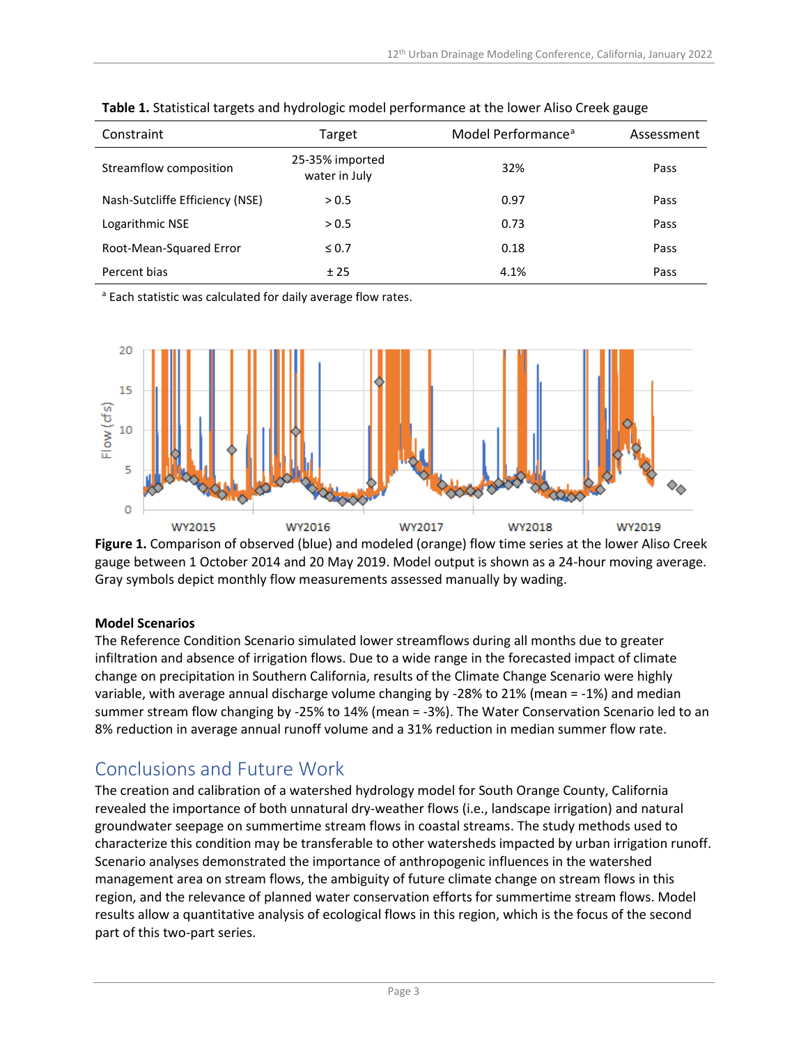**Table 1.** Statistical targets and hydrologic model performance at the lower Aliso Creek gauge

| Constraint | Target | Model Performance[a] | Assessment |
|---|---|---|---|
| Streamflow composition | 25-35% imported water in July | 32% | Pass |
| Nash-Sutcliffe Efficiency (NSE) | > 0.5 | 0.97 | Pass |
| Logarithmic NSE | > 0.5 | 0.73 | Pass |
| Root-Mean-Squared Error | ≤ 0.7 | 0.18 | Pass |
| Percent bias | ± 25 | 4.1% | Pass |

[a] Each statistic was calculated for daily average flow rates.

Flow (cfs)
0
5
10
15
20
WY2015
WY2016
WY2017
WY2018
WY2019

**Figure 1.** Comparison of observed (blue) and modeled (orange) flow time series at the lower Aliso Creek gauge between 1 October 2014 and 20 May 2019. Model output is shown as a 24-hour moving average. Gray symbols depict monthly flow measurements assessed manually by wading.

**Model Scenarios**

The Reference Condition Scenario simulated lower streamflows during all months due to greater infiltration and absence of irrigation flows. Due to a wide range in the forecasted impact of climate change on precipitation in Southern California, results of the Climate Change Scenario were highly variable, with average annual discharge volume changing by -28% to 21% (mean = -1%) and median summer stream flow changing by -25% to 14% (mean = -3%). The Water Conservation Scenario led to an 8% reduction in average annual runoff volume and a 31% reduction in median summer flow rate.

## Conclusions and Future Work

The creation and calibration of a watershed hydrology model for South Orange County, California revealed the importance of both unnatural dry-weather flows (i.e., landscape irrigation) and natural groundwater seepage on summertime stream flows in coastal streams. The study methods used to characterize this condition may be transferable to other watersheds impacted by urban irrigation runoff. Scenario analyses demonstrated the importance of anthropogenic influences in the watershed management area on stream flows, the ambiguity of future climate change on stream flows in this region, and the relevance of planned water conservation efforts for summertime stream flows. Model results allow a quantitative analysis of ecological flows in this region, which is the focus of the second part of this two-part series.